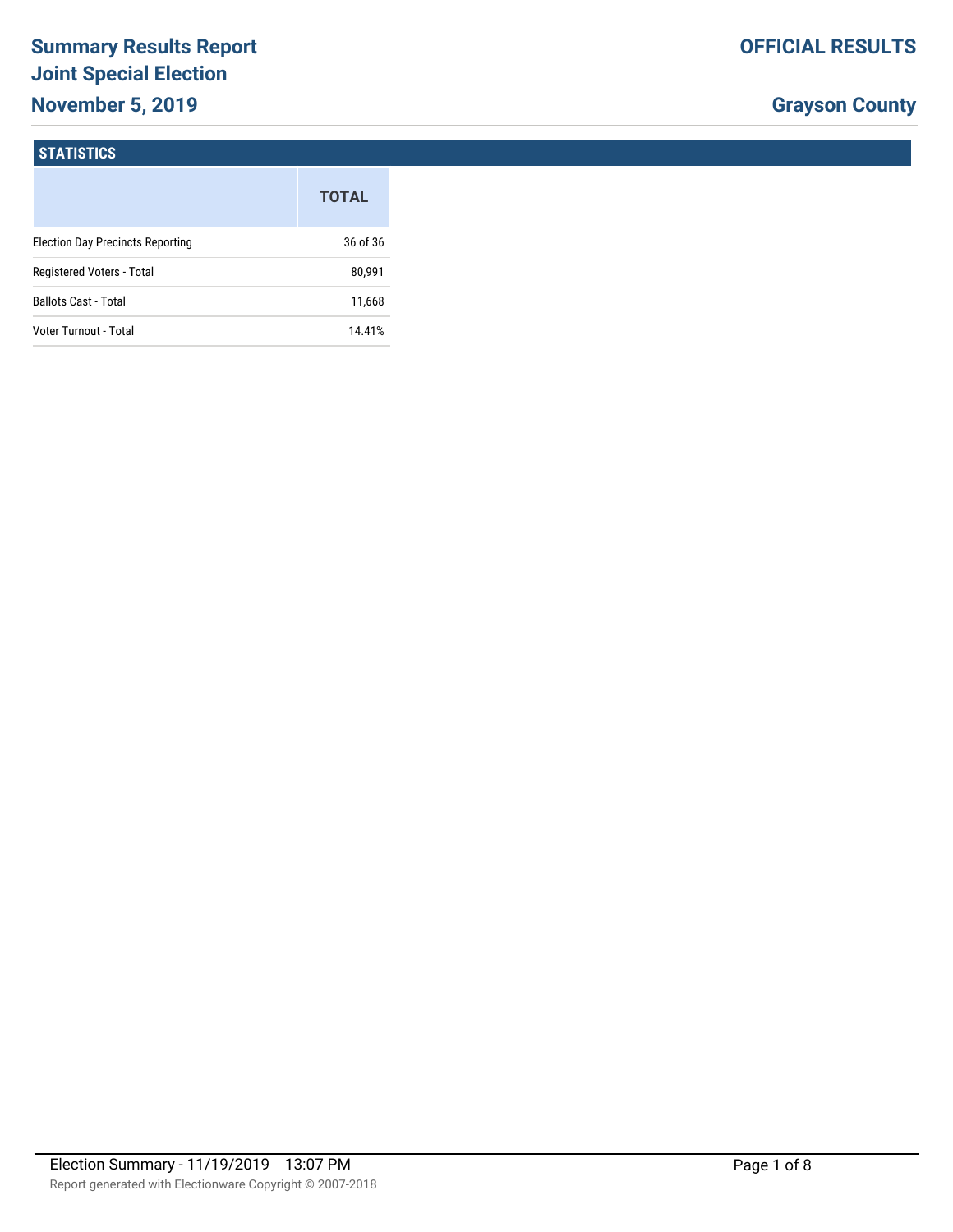# Summary Results Report
## Joint Special Election
## November 5, 2019

**OFFICIAL RESULTS**

**Grayson County**

### STATISTICS

| | TOTAL |
|---|---|
| Election Day Precincts Reporting | 36 of 36 |
| Registered Voters - Total | 80,991 |
| Ballots Cast - Total | 11,668 |
| Voter Turnout - Total | 14.41% |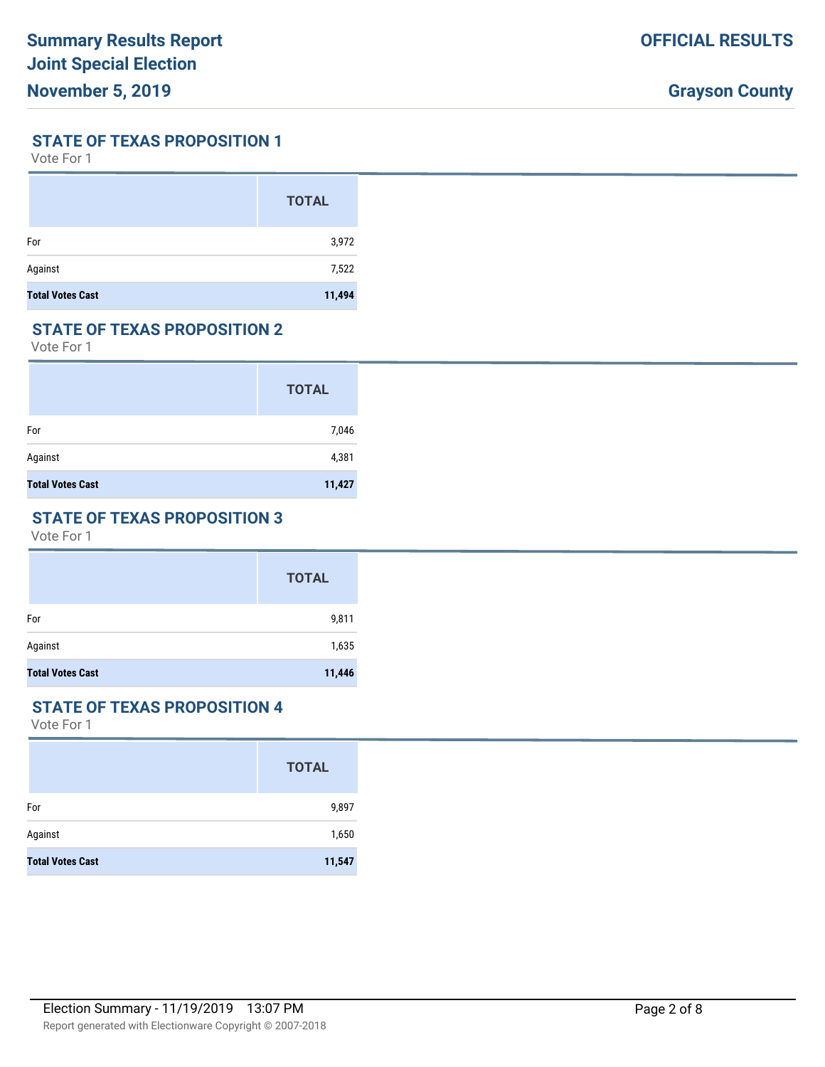## STATE OF TEXAS PROPOSITION 1

Vote For 1

| | TOTAL |
|---|---|
| For | 3,972 |
| Against | 7,522 |
| **Total Votes Cast** | **11,494** |

## STATE OF TEXAS PROPOSITION 2

Vote For 1

| | TOTAL |
|---|---|
| For | 7,046 |
| Against | 4,381 |
| **Total Votes Cast** | **11,427** |

## STATE OF TEXAS PROPOSITION 3

Vote For 1

| | TOTAL |
|---|---|
| For | 9,811 |
| Against | 1,635 |
| **Total Votes Cast** | **11,446** |

## STATE OF TEXAS PROPOSITION 4

Vote For 1

| | TOTAL |
|---|---|
| For | 9,897 |
| Against | 1,650 |
| **Total Votes Cast** | **11,547** |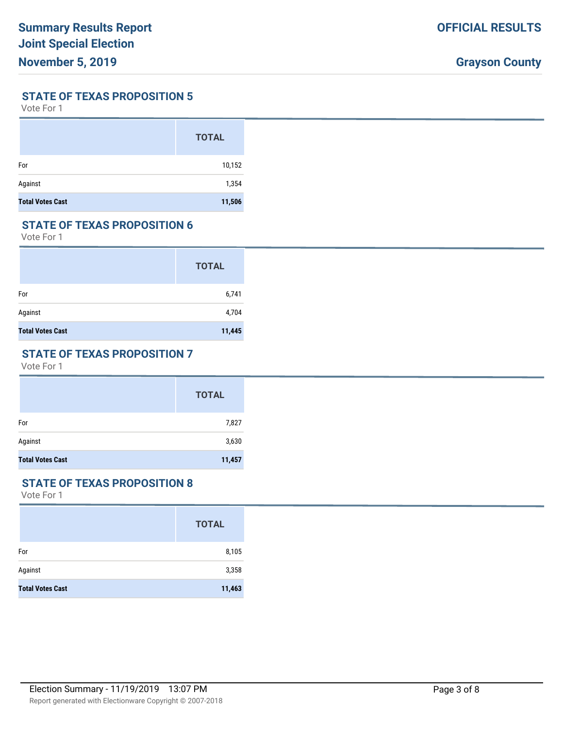## STATE OF TEXAS PROPOSITION 5

Vote For 1

| | TOTAL |
|---|---|
| For | 10,152 |
| Against | 1,354 |
| **Total Votes Cast** | **11,506** |

## STATE OF TEXAS PROPOSITION 6

Vote For 1

| | TOTAL |
|---|---|
| For | 6,741 |
| Against | 4,704 |
| **Total Votes Cast** | **11,445** |

## STATE OF TEXAS PROPOSITION 7

Vote For 1

| | TOTAL |
|---|---|
| For | 7,827 |
| Against | 3,630 |
| **Total Votes Cast** | **11,457** |

## STATE OF TEXAS PROPOSITION 8

Vote For 1

| | TOTAL |
|---|---|
| For | 8,105 |
| Against | 3,358 |
| **Total Votes Cast** | **11,463** |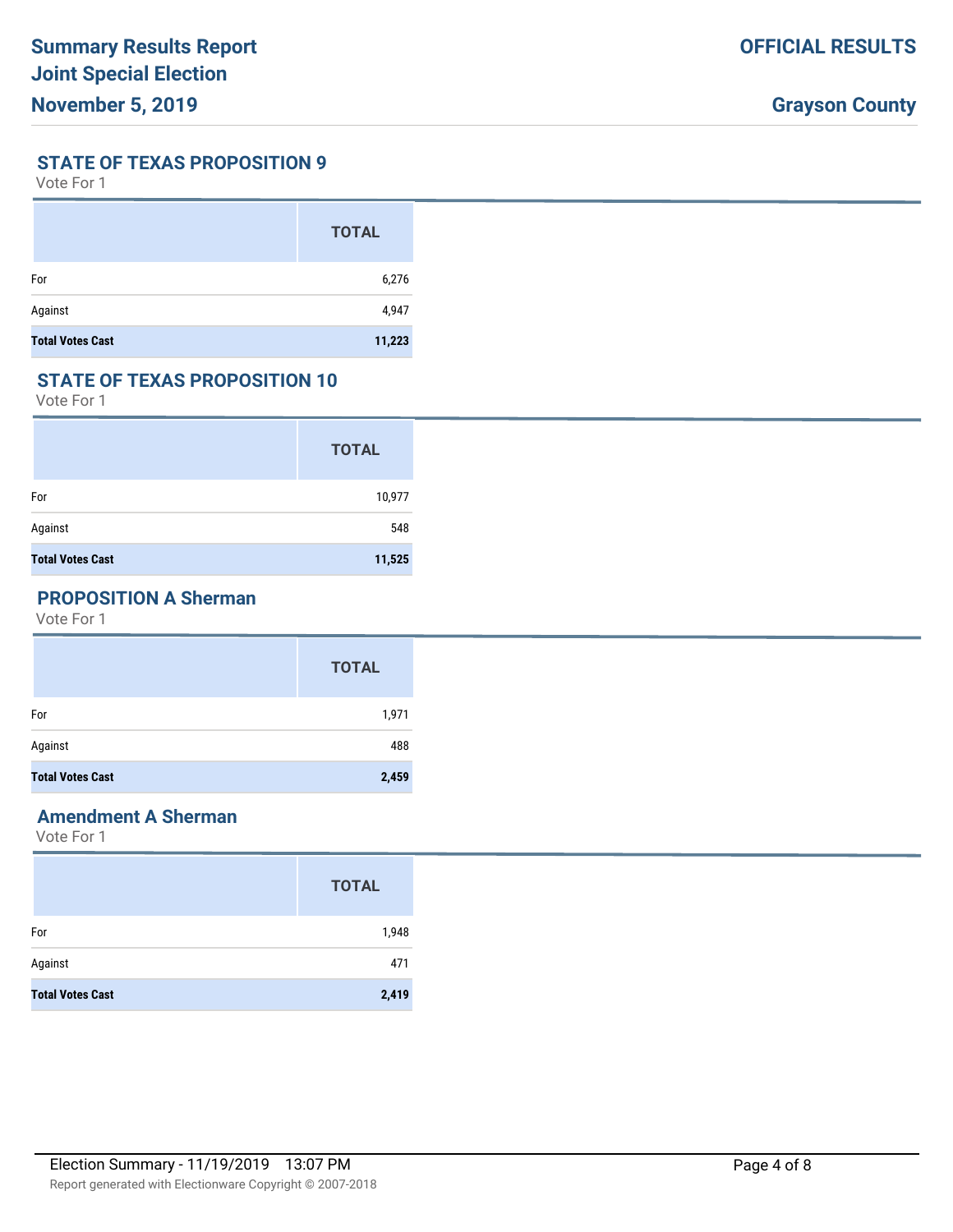## STATE OF TEXAS PROPOSITION 9

Vote For 1

| | TOTAL |
|---|---|
| For | 6,276 |
| Against | 4,947 |
| **Total Votes Cast** | **11,223** |

## STATE OF TEXAS PROPOSITION 10

Vote For 1

| | TOTAL |
|---|---|
| For | 10,977 |
| Against | 548 |
| **Total Votes Cast** | **11,525** |

## PROPOSITION A Sherman

Vote For 1

| | TOTAL |
|---|---|
| For | 1,971 |
| Against | 488 |
| **Total Votes Cast** | **2,459** |

## Amendment A Sherman

Vote For 1

| | TOTAL |
|---|---|
| For | 1,948 |
| Against | 471 |
| **Total Votes Cast** | **2,419** |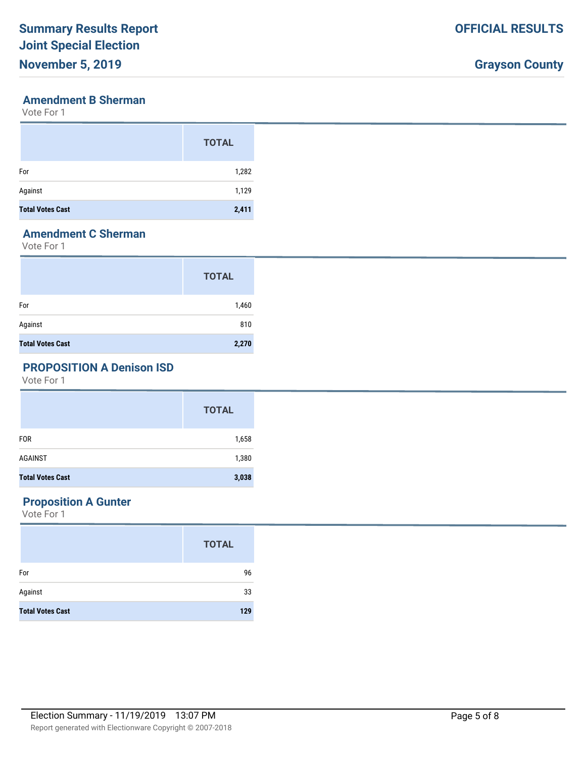## Amendment B Sherman

Vote For 1

| | TOTAL |
|---|---|
| For | 1,282 |
| Against | 1,129 |
| **Total Votes Cast** | **2,411** |

## Amendment C Sherman

Vote For 1

| | TOTAL |
|---|---|
| For | 1,460 |
| Against | 810 |
| **Total Votes Cast** | **2,270** |

## PROPOSITION A Denison ISD

Vote For 1

| | TOTAL |
|---|---|
| FOR | 1,658 |
| AGAINST | 1,380 |
| **Total Votes Cast** | **3,038** |

## Proposition A Gunter

Vote For 1

| | TOTAL |
|---|---|
| For | 96 |
| Against | 33 |
| **Total Votes Cast** | **129** |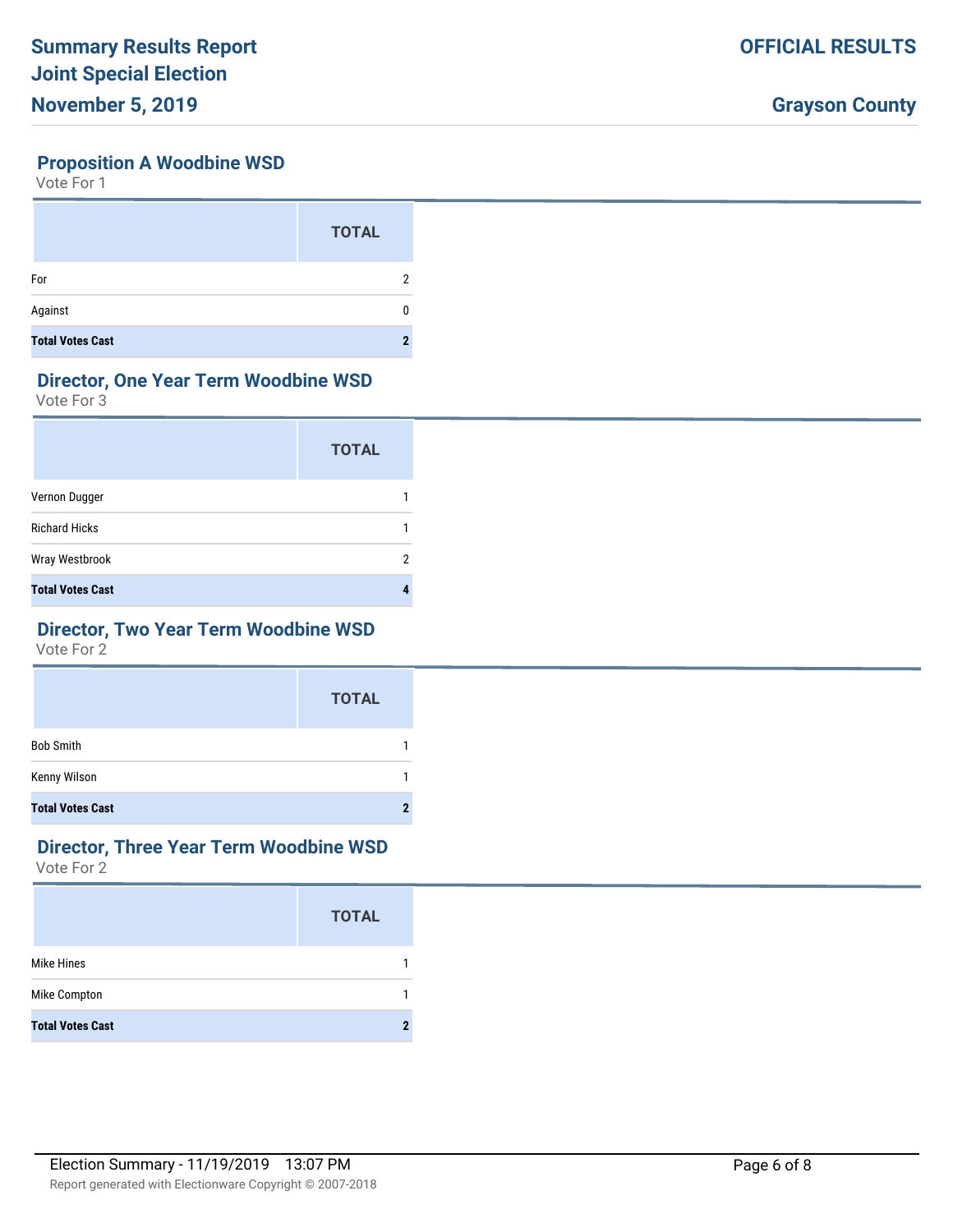# Summary Results Report
## Joint Special Election
## November 5, 2019

**OFFICIAL RESULTS**

**Grayson County**

### Proposition A Woodbine WSD

Vote For 1

| | TOTAL |
|---|---|
| For | 2 |
| Against | 0 |
| **Total Votes Cast** | **2** |

### Director, One Year Term Woodbine WSD

Vote For 3

| | TOTAL |
|---|---|
| Vernon Dugger | 1 |
| Richard Hicks | 1 |
| Wray Westbrook | 2 |
| **Total Votes Cast** | **4** |

### Director, Two Year Term Woodbine WSD

Vote For 2

| | TOTAL |
|---|---|
| Bob Smith | 1 |
| Kenny Wilson | 1 |
| **Total Votes Cast** | **2** |

### Director, Three Year Term Woodbine WSD

Vote For 2

| | TOTAL |
|---|---|
| Mike Hines | 1 |
| Mike Compton | 1 |
| **Total Votes Cast** | **2** |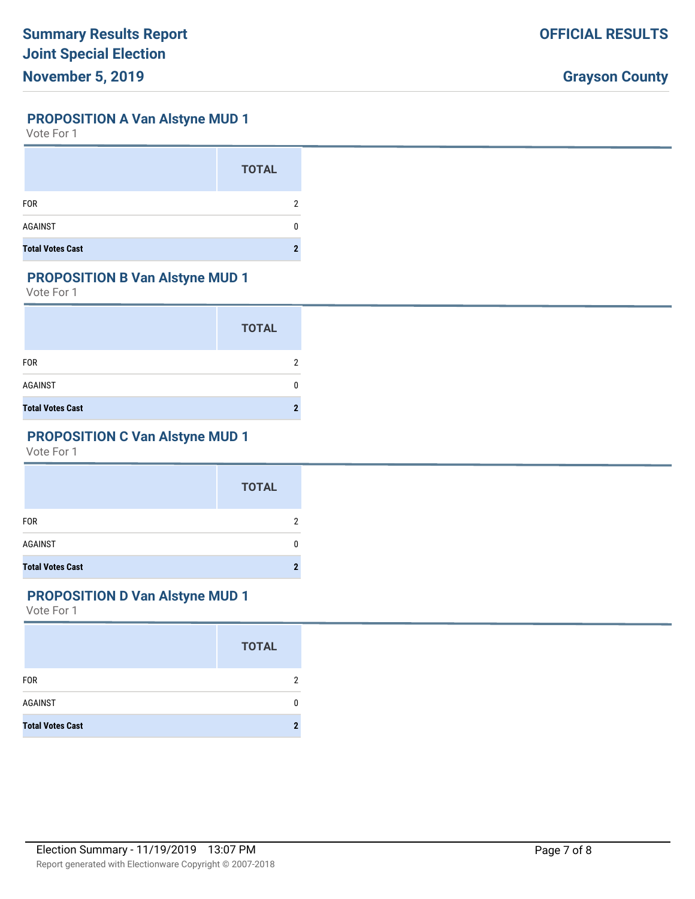## PROPOSITION A Van Alstyne MUD 1

Vote For 1

| | TOTAL |
|---|---|
| FOR | 2 |
| AGAINST | 0 |
| **Total Votes Cast** | **2** |

## PROPOSITION B Van Alstyne MUD 1

Vote For 1

| | TOTAL |
|---|---|
| FOR | 2 |
| AGAINST | 0 |
| **Total Votes Cast** | **2** |

## PROPOSITION C Van Alstyne MUD 1

Vote For 1

| | TOTAL |
|---|---|
| FOR | 2 |
| AGAINST | 0 |
| **Total Votes Cast** | **2** |

## PROPOSITION D Van Alstyne MUD 1

Vote For 1

| | TOTAL |
|---|---|
| FOR | 2 |
| AGAINST | 0 |
| **Total Votes Cast** | **2** |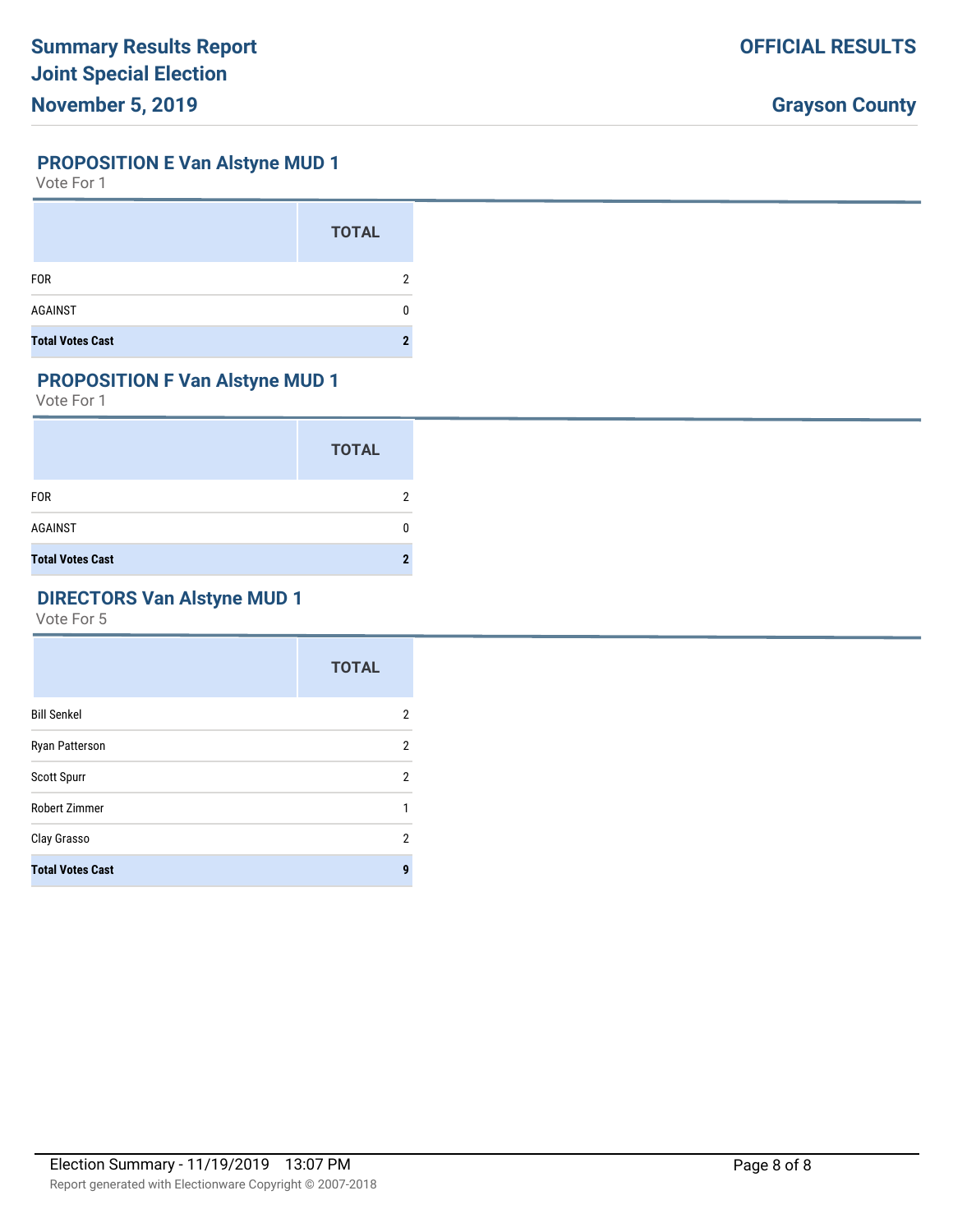## PROPOSITION E Van Alstyne MUD 1

Vote For 1

| | TOTAL |
|---|---|
| FOR | 2 |
| AGAINST | 0 |
| **Total Votes Cast** | **2** |

## PROPOSITION F Van Alstyne MUD 1

Vote For 1

| | TOTAL |
|---|---|
| FOR | 2 |
| AGAINST | 0 |
| **Total Votes Cast** | **2** |

## DIRECTORS Van Alstyne MUD 1

Vote For 5

| | TOTAL |
|---|---|
| Bill Senkel | 2 |
| Ryan Patterson | 2 |
| Scott Spurr | 2 |
| Robert Zimmer | 1 |
| Clay Grasso | 2 |
| **Total Votes Cast** | **9** |